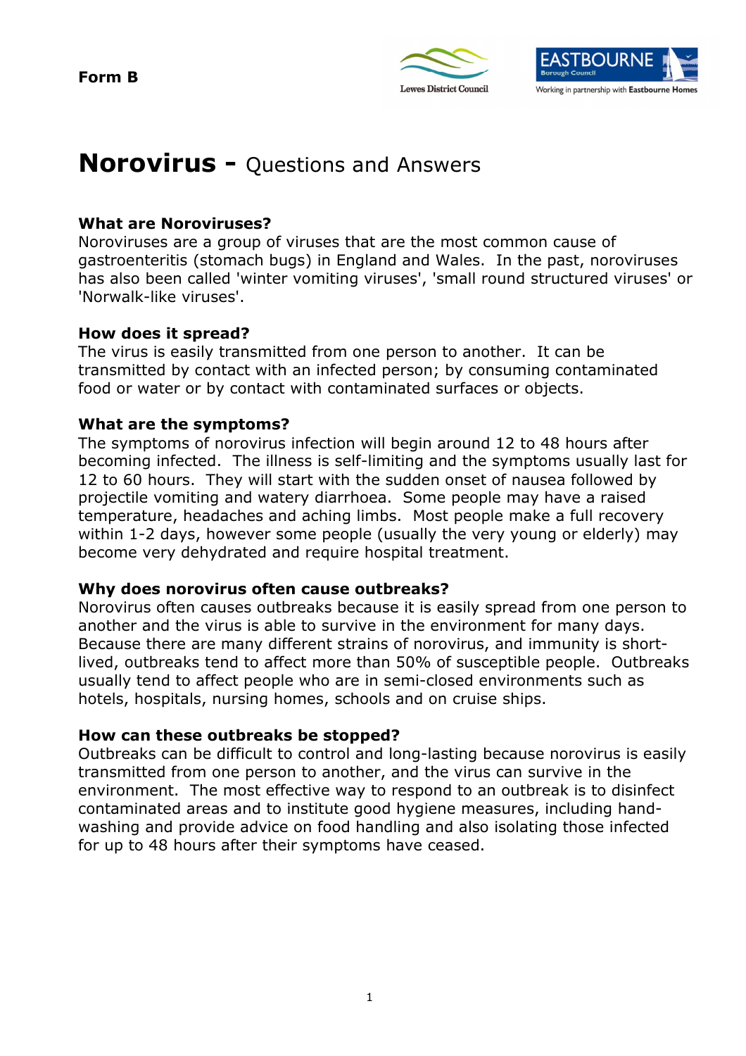**Form B**

# **Norovirus -** Questions and Answers

**What are Noroviruses?**
Noroviruses are a group of viruses that are the most common cause of gastroenteritis (stomach bugs) in England and Wales. In the past, noroviruses has also been called 'winter vomiting viruses', 'small round structured viruses' or 'Norwalk-like viruses'.

**How does it spread?**
The virus is easily transmitted from one person to another. It can be transmitted by contact with an infected person; by consuming contaminated food or water or by contact with contaminated surfaces or objects.

**What are the symptoms?**
The symptoms of norovirus infection will begin around 12 to 48 hours after becoming infected. The illness is self-limiting and the symptoms usually last for 12 to 60 hours. They will start with the sudden onset of nausea followed by projectile vomiting and watery diarrhoea. Some people may have a raised temperature, headaches and aching limbs. Most people make a full recovery within 1-2 days, however some people (usually the very young or elderly) may become very dehydrated and require hospital treatment.

**Why does norovirus often cause outbreaks?**
Norovirus often causes outbreaks because it is easily spread from one person to another and the virus is able to survive in the environment for many days. Because there are many different strains of norovirus, and immunity is short-lived, outbreaks tend to affect more than 50% of susceptible people. Outbreaks usually tend to affect people who are in semi-closed environments such as hotels, hospitals, nursing homes, schools and on cruise ships.

**How can these outbreaks be stopped?**
Outbreaks can be difficult to control and long-lasting because norovirus is easily transmitted from one person to another, and the virus can survive in the environment. The most effective way to respond to an outbreak is to disinfect contaminated areas and to institute good hygiene measures, including hand-washing and provide advice on food handling and also isolating those infected for up to 48 hours after their symptoms have ceased.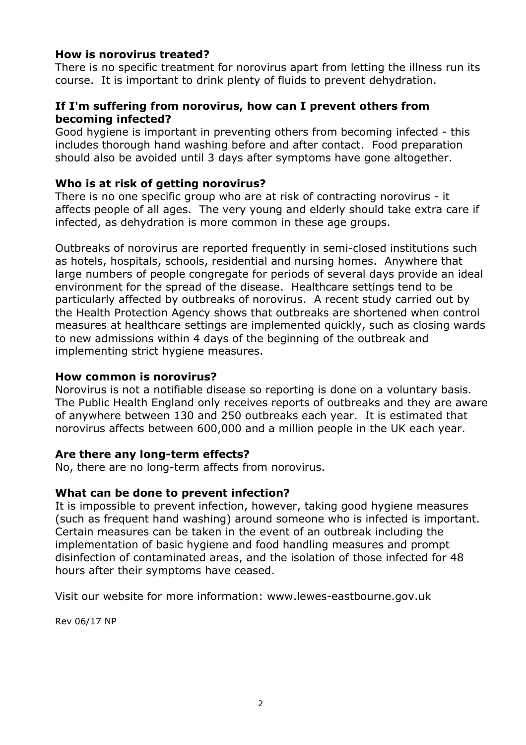**How is norovirus treated?**

There is no specific treatment for norovirus apart from letting the illness run its course. It is important to drink plenty of fluids to prevent dehydration.

**If I'm suffering from norovirus, how can I prevent others from becoming infected?**

Good hygiene is important in preventing others from becoming infected - this includes thorough hand washing before and after contact. Food preparation should also be avoided until 3 days after symptoms have gone altogether.

**Who is at risk of getting norovirus?**

There is no one specific group who are at risk of contracting norovirus - it affects people of all ages. The very young and elderly should take extra care if infected, as dehydration is more common in these age groups.

Outbreaks of norovirus are reported frequently in semi-closed institutions such as hotels, hospitals, schools, residential and nursing homes. Anywhere that large numbers of people congregate for periods of several days provide an ideal environment for the spread of the disease. Healthcare settings tend to be particularly affected by outbreaks of norovirus. A recent study carried out by the Health Protection Agency shows that outbreaks are shortened when control measures at healthcare settings are implemented quickly, such as closing wards to new admissions within 4 days of the beginning of the outbreak and implementing strict hygiene measures.

**How common is norovirus?**

Norovirus is not a notifiable disease so reporting is done on a voluntary basis. The Public Health England only receives reports of outbreaks and they are aware of anywhere between 130 and 250 outbreaks each year. It is estimated that norovirus affects between 600,000 and a million people in the UK each year.

**Are there any long-term effects?**

No, there are no long-term affects from norovirus.

**What can be done to prevent infection?**

It is impossible to prevent infection, however, taking good hygiene measures (such as frequent hand washing) around someone who is infected is important. Certain measures can be taken in the event of an outbreak including the implementation of basic hygiene and food handling measures and prompt disinfection of contaminated areas, and the isolation of those infected for 48 hours after their symptoms have ceased.

Visit our website for more information: www.lewes-eastbourne.gov.uk

Rev 06/17 NP